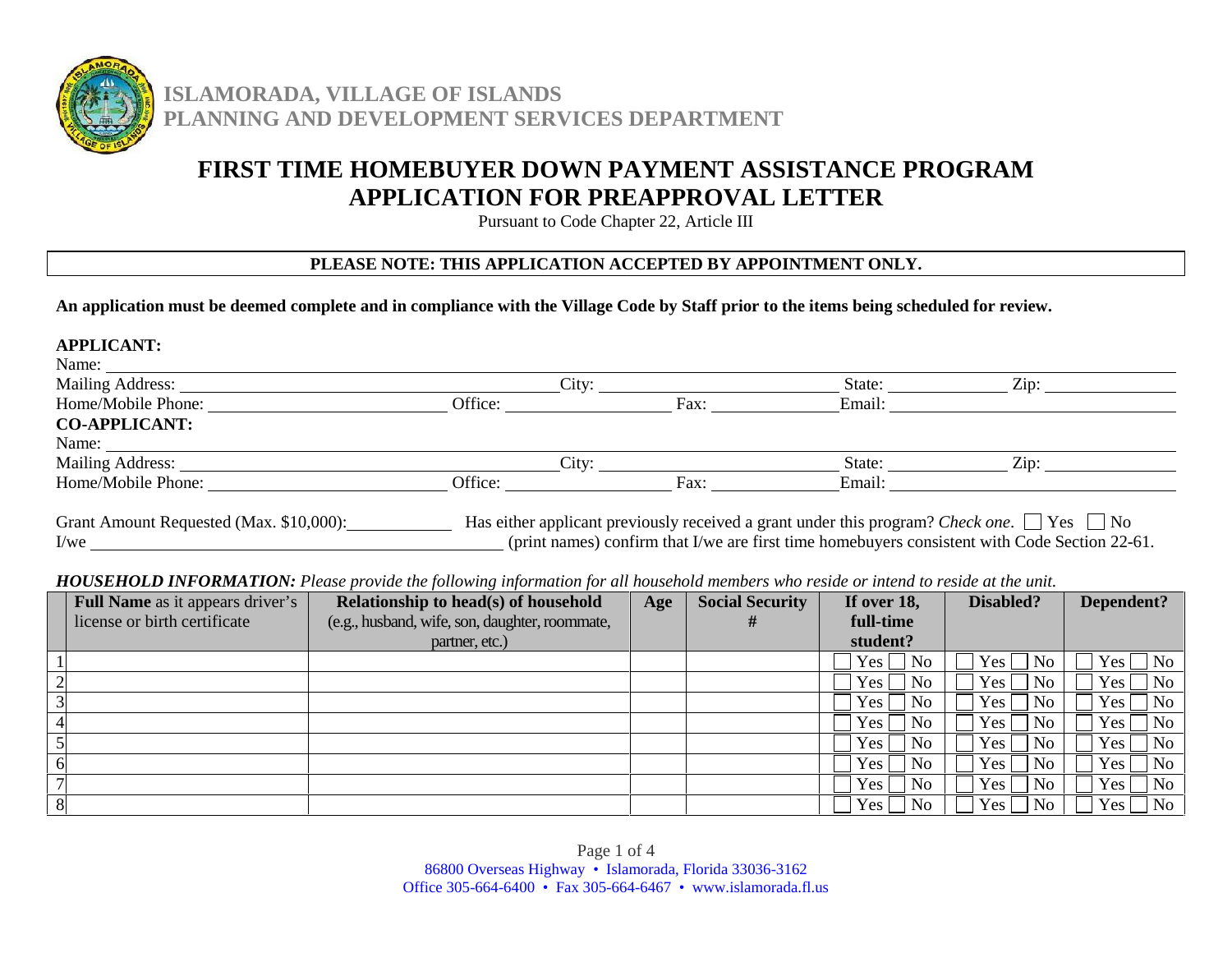**ISLAMORADA, VILLAGE OF ISLANDS**
**PLANNING AND DEVELOPMENT SERVICES DEPARTMENT**

# FIRST TIME HOMEBUYER DOWN PAYMENT ASSISTANCE PROGRAM
# APPLICATION FOR PREAPPROVAL LETTER

Pursuant to Code Chapter 22, Article III

**PLEASE NOTE: THIS APPLICATION ACCEPTED BY APPOINTMENT ONLY.**

**An application must be deemed complete and in compliance with the Village Code by Staff prior to the items being scheduled for review.**

**APPLICANT:**

Name: ______________________________

Mailing Address: ____________________ City: ____________________ State: __________ Zip: __________

Home/Mobile Phone: ____________________ Office: ______________ Fax: ______________ Email: ____________________

**CO-APPLICANT:**

Name: ______________________________

Mailing Address: ____________________ City: ____________________ State: __________ Zip: __________

Home/Mobile Phone: ____________________ Office: ______________ Fax: ______________ Email: ____________________

Grant Amount Requested (Max. $10,000): __________ Has either applicant previously received a grant under this program? *Check one*. ☐ Yes ☐ No

I/we ______________________________ (print names) confirm that I/we are first time homebuyers consistent with Code Section 22-61.

***HOUSEHOLD INFORMATION:*** *Please provide the following information for all household members who reside or intend to reside at the unit.*

| | **Full Name** as it appears driver's license or birth certificate | **Relationship to head(s) of household** (e.g., husband, wife, son, daughter, roommate, partner, etc.) | **Age** | **Social Security #** | **If over 18, full-time student?** | **Disabled?** | **Dependent?** |
|---|---|---|---|---|---|---|---|
| 1 | | | | | ☐ Yes ☐ No | ☐ Yes ☐ No | ☐ Yes ☐ No |
| 2 | | | | | ☐ Yes ☐ No | ☐ Yes ☐ No | ☐ Yes ☐ No |
| 3 | | | | | ☐ Yes ☐ No | ☐ Yes ☐ No | ☐ Yes ☐ No |
| 4 | | | | | ☐ Yes ☐ No | ☐ Yes ☐ No | ☐ Yes ☐ No |
| 5 | | | | | ☐ Yes ☐ No | ☐ Yes ☐ No | ☐ Yes ☐ No |
| 6 | | | | | ☐ Yes ☐ No | ☐ Yes ☐ No | ☐ Yes ☐ No |
| 7 | | | | | ☐ Yes ☐ No | ☐ Yes ☐ No | ☐ Yes ☐ No |
| 8 | | | | | ☐ Yes ☐ No | ☐ Yes ☐ No | ☐ Yes ☐ No |

86800 Overseas Highway • Islamorada, Florida 33036-3162
Office 305-664-6400 • Fax 305-664-6467 • www.islamorada.fl.us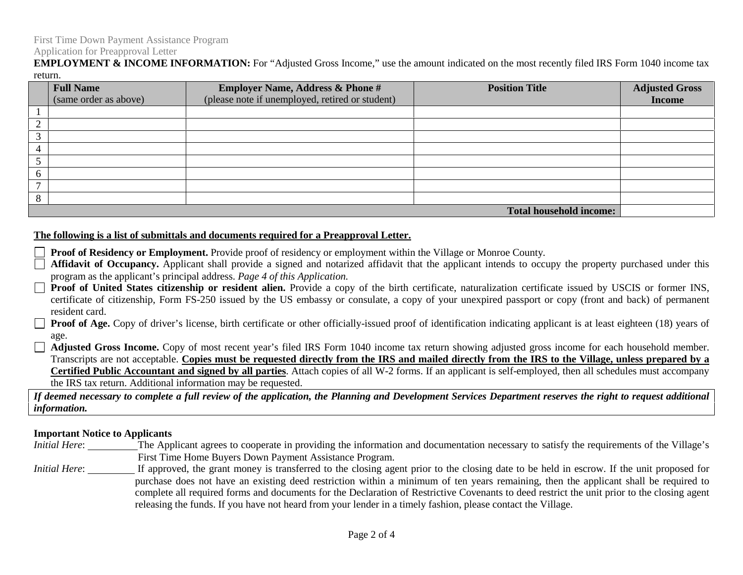First Time Down Payment Assistance Program
Application for Preapproval Letter

**EMPLOYMENT & INCOME INFORMATION:** For "Adjusted Gross Income," use the amount indicated on the most recently filed IRS Form 1040 income tax return.

| | **Full Name** (same order as above) | **Employer Name, Address & Phone #** (please note if unemployed, retired or student) | **Position Title** | **Adjusted Gross Income** |
|---|---|---|---|---|
| 1 | | | | |
| 2 | | | | |
| 3 | | | | |
| 4 | | | | |
| 5 | | | | |
| 6 | | | | |
| 7 | | | | |
| 8 | | | | |
| | | | **Total household income:** | |

**The following is a list of submittals and documents required for a Preapproval Letter.**

- ☐ **Proof of Residency or Employment.** Provide proof of residency or employment within the Village or Monroe County.
- ☐ **Affidavit of Occupancy.** Applicant shall provide a signed and notarized affidavit that the applicant intends to occupy the property purchased under this program as the applicant's principal address. *Page 4 of this Application.*
- ☐ **Proof of United States citizenship or resident alien.** Provide a copy of the birth certificate, naturalization certificate issued by USCIS or former INS, certificate of citizenship, Form FS-250 issued by the US embassy or consulate, a copy of your unexpired passport or copy (front and back) of permanent resident card.
- ☐ **Proof of Age.** Copy of driver's license, birth certificate or other officially-issued proof of identification indicating applicant is at least eighteen (18) years of age.
- ☐ **Adjusted Gross Income.** Copy of most recent year's filed IRS Form 1040 income tax return showing adjusted gross income for each household member. Transcripts are not acceptable. **Copies must be requested directly from the IRS and mailed directly from the IRS to the Village, unless prepared by a Certified Public Accountant and signed by all parties**. Attach copies of all W-2 forms. If an applicant is self-employed, then all schedules must accompany the IRS tax return. Additional information may be requested.

***If deemed necessary to complete a full review of the application, the Planning and Development Services Department reserves the right to request additional information.***

**Important Notice to Applicants**

*Initial Here*: __________ The Applicant agrees to cooperate in providing the information and documentation necessary to satisfy the requirements of the Village's First Time Home Buyers Down Payment Assistance Program.

*Initial Here*: __________ If approved, the grant money is transferred to the closing agent prior to the closing date to be held in escrow. If the unit proposed for purchase does not have an existing deed restriction within a minimum of ten years remaining, then the applicant shall be required to complete all required forms and documents for the Declaration of Restrictive Covenants to deed restrict the unit prior to the closing agent releasing the funds. If you have not heard from your lender in a timely fashion, please contact the Village.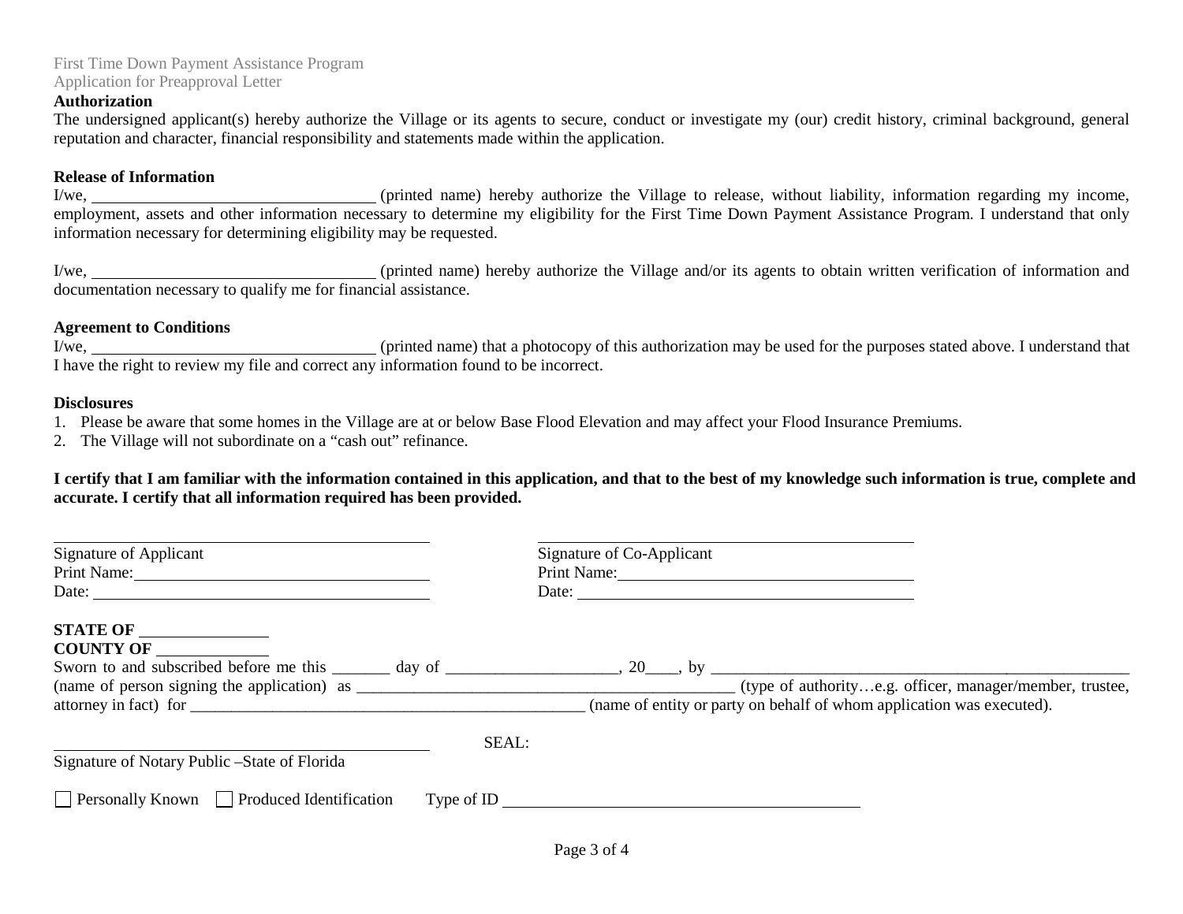First Time Down Payment Assistance Program
Application for Preapproval Letter

**Authorization**

The undersigned applicant(s) hereby authorize the Village or its agents to secure, conduct or investigate my (our) credit history, criminal background, general reputation and character, financial responsibility and statements made within the application.

**Release of Information**

I/we, ___________________________________ (printed name) hereby authorize the Village to release, without liability, information regarding my income, employment, assets and other information necessary to determine my eligibility for the First Time Down Payment Assistance Program. I understand that only information necessary for determining eligibility may be requested.

I/we, ___________________________________ (printed name) hereby authorize the Village and/or its agents to obtain written verification of information and documentation necessary to qualify me for financial assistance.

**Agreement to Conditions**

I/we, ___________________________________ (printed name) that a photocopy of this authorization may be used for the purposes stated above. I understand that I have the right to review my file and correct any information found to be incorrect.

**Disclosures**

1. Please be aware that some homes in the Village are at or below Base Flood Elevation and may affect your Flood Insurance Premiums.
2. The Village will not subordinate on a "cash out" refinance.

**I certify that I am familiar with the information contained in this application, and that to the best of my knowledge such information is true, complete and accurate. I certify that all information required has been provided.**

_______________________________________________
Signature of Applicant
Print Name: _____________________________________
Date: __________________________________________

_______________________________________________
Signature of Co-Applicant
Print Name: _____________________________________
Date: __________________________________________

**STATE OF** ________________
**COUNTY OF** ______________

Sworn to and subscribed before me this _______ day of _____________________, 20____, by ______________________________________________________ (name of person signing the application) as _______________________________________________ (type of authority…e.g. officer, manager/member, trustee, attorney in fact) for __________________________________________________ (name of entity or party on behalf of whom application was executed).

_______________________________________________ SEAL:
Signature of Notary Public –State of Florida

☐ Personally Known ☐ Produced Identification Type of ID ____________________________________________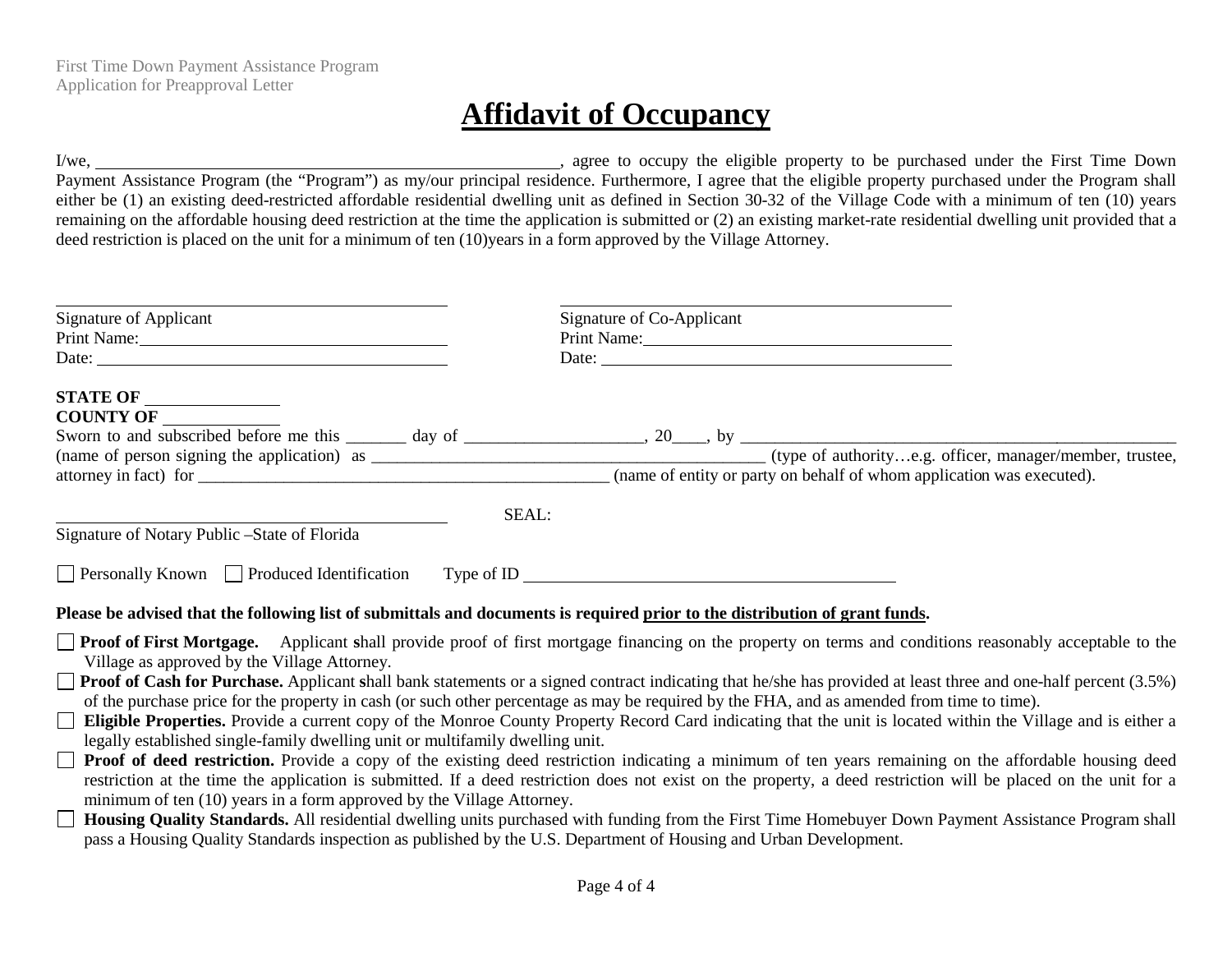# Affidavit of Occupancy

I/we, ______________________________________________, agree to occupy the eligible property to be purchased under the First Time Down Payment Assistance Program (the "Program") as my/our principal residence. Furthermore, I agree that the eligible property purchased under the Program shall either be (1) an existing deed-restricted affordable residential dwelling unit as defined in Section 30-32 of the Village Code with a minimum of ten (10) years remaining on the affordable housing deed restriction at the time the application is submitted or (2) an existing market-rate residential dwelling unit provided that a deed restriction is placed on the unit for a minimum of ten (10)years in a form approved by the Village Attorney.

_________________________________________
Signature of Applicant
Print Name: ________________________________
Date: _____________________________________

_________________________________________
Signature of Co-Applicant
Print Name: ________________________________
Date: _____________________________________

**STATE OF** ______________
**COUNTY OF** ____________

Sworn to and subscribed before me this _______ day of _____________________, 20____, by ______________________________________________________ (name of person signing the application) as ________________________________________________ (type of authority…e.g. officer, manager/member, trustee, attorney in fact) for ___________________________________________________ (name of entity or party on behalf of whom application was executed).

_________________________________________ SEAL:
Signature of Notary Public –State of Florida

☐ Personally Known ☐ Produced Identification Type of ID ____________________________________________

**Please be advised that the following list of submittals and documents is required prior to the distribution of grant funds.**

- ☐ **Proof of First Mortgage.** Applicant shall provide proof of first mortgage financing on the property on terms and conditions reasonably acceptable to the Village as approved by the Village Attorney.
- ☐ **Proof of Cash for Purchase.** Applicant shall bank statements or a signed contract indicating that he/she has provided at least three and one-half percent (3.5%) of the purchase price for the property in cash (or such other percentage as may be required by the FHA, and as amended from time to time).
- ☐ **Eligible Properties.** Provide a current copy of the Monroe County Property Record Card indicating that the unit is located within the Village and is either a legally established single-family dwelling unit or multifamily dwelling unit.
- ☐ **Proof of deed restriction.** Provide a copy of the existing deed restriction indicating a minimum of ten years remaining on the affordable housing deed restriction at the time the application is submitted. If a deed restriction does not exist on the property, a deed restriction will be placed on the unit for a minimum of ten (10) years in a form approved by the Village Attorney.
- ☐ **Housing Quality Standards.** All residential dwelling units purchased with funding from the First Time Homebuyer Down Payment Assistance Program shall pass a Housing Quality Standards inspection as published by the U.S. Department of Housing and Urban Development.